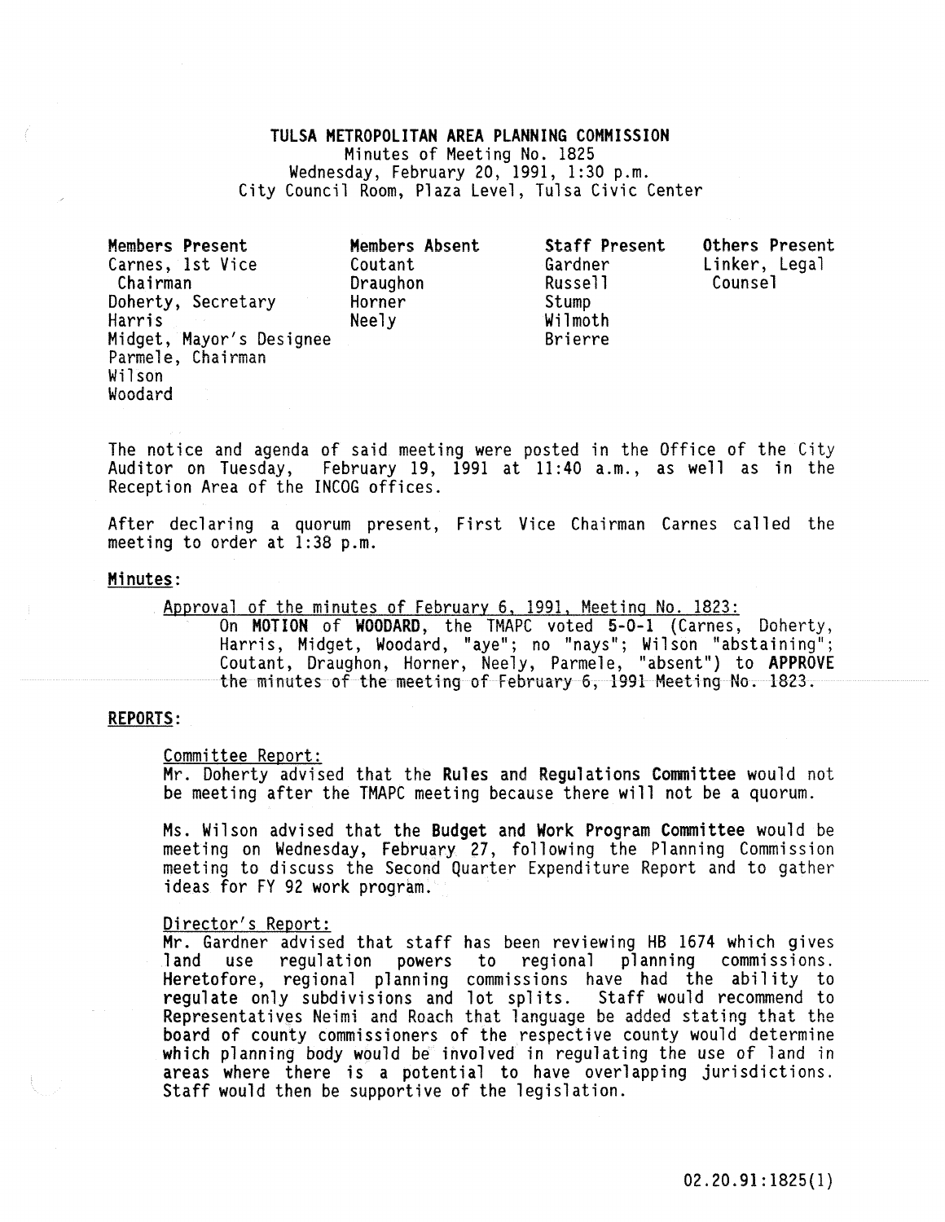# TULSA METROPOLITAN AREA PLANNING COMMISSION

Minutes of Meeting No. 1825
Wednesday, February 20, 1991, 1:30 p.m.
City Council Room, Plaza Level, Tulsa Civic Center

| Members Present | Members Absent | Staff Present | Others Present |
|---|---|---|---|
| Carnes, 1st Vice Chairman | Coutant | Gardner | Linker, Legal Counsel |
| Doherty, Secretary | Draughon | Russell | |
| Harris | Horner | Stump | |
| Midget, Mayor's Designee | Neely | Wilmoth | |
| Parmele, Chairman | | Brierre | |
| Wilson | | | |
| Woodard | | | |

The notice and agenda of said meeting were posted in the Office of the City Auditor on Tuesday, February 19, 1991 at 11:40 a.m., as well as in the Reception Area of the INCOG offices.

After declaring a quorum present, First Vice Chairman Carnes called the meeting to order at 1:38 p.m.

## Minutes:

Approval of the minutes of February 6, 1991, Meeting No. 1823:

On **MOTION** of **WOODARD**, the TMAPC voted **5-0-1** (Carnes, Doherty, Harris, Midget, Woodard, "aye"; no "nays"; Wilson "abstaining"; Coutant, Draughon, Horner, Neely, Parmele, "absent") to **APPROVE** the minutes of the meeting of February 6, 1991 Meeting No. 1823.

## REPORTS:

Committee Report:

Mr. Doherty advised that the **Rules and Regulations Committee** would not be meeting after the TMAPC meeting because there will not be a quorum.

Ms. Wilson advised that the **Budget and Work Program Committee** would be meeting on Wednesday, February 27, following the Planning Commission meeting to discuss the Second Quarter Expenditure Report and to gather ideas for FY 92 work program.

Director's Report:

Mr. Gardner advised that staff has been reviewing HB 1674 which gives land use regulation powers to regional planning commissions. Heretofore, regional planning commissions have had the ability to regulate only subdivisions and lot splits. Staff would recommend to Representatives Neimi and Roach that language be added stating that the board of county commissioners of the respective county would determine which planning body would be involved in regulating the use of land in areas where there is a potential to have overlapping jurisdictions. Staff would then be supportive of the legislation.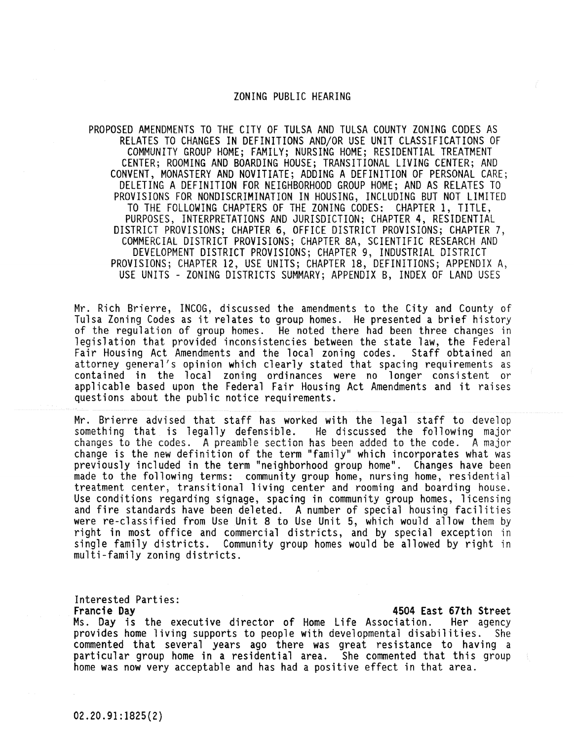## ZONING PUBLIC HEARING

PROPOSED AMENDMENTS TO THE CITY OF TULSA AND TULSA COUNTY ZONING CODES AS RELATES TO CHANGES IN DEFINITIONS AND/OR USE UNIT CLASSIFICATIONS OF COMMUNITY GROUP HOME; FAMILY; NURSING HOME; RESIDENTIAL TREATMENT CENTER; ROOMING AND BOARDING HOUSE; TRANSITIONAL LIVING CENTER; AND CONVENT, MONASTERY AND NOVITIATE; ADDING A DEFINITION OF PERSONAL CARE; DELETING A DEFINITION FOR NEIGHBORHOOD GROUP HOME; AND AS RELATES TO PROVISIONS FOR NONDISCRIMINATION IN HOUSING, INCLUDING BUT NOT LIMITED TO THE FOLLOWING CHAPTERS OF THE ZONING CODES: CHAPTER 1, TITLE, PURPOSES, INTERPRETATIONS AND JURISDICTION; CHAPTER 4, RESIDENTIAL DISTRICT PROVISIONS; CHAPTER 6, OFFICE DISTRICT PROVISIONS; CHAPTER 7, COMMERCIAL DISTRICT PROVISIONS; CHAPTER 8A, SCIENTIFIC RESEARCH AND DEVELOPMENT DISTRICT PROVISIONS; CHAPTER 9, INDUSTRIAL DISTRICT PROVISIONS; CHAPTER 12, USE UNITS; CHAPTER 18, DEFINITIONS; APPENDIX A, USE UNITS - ZONING DISTRICTS SUMMARY; APPENDIX B, INDEX OF LAND USES

Mr. Rich Brierre, INCOG, discussed the amendments to the City and County of Tulsa Zoning Codes as it relates to group homes. He presented a brief history of the regulation of group homes. He noted there had been three changes in legislation that provided inconsistencies between the state law, the Federal Fair Housing Act Amendments and the local zoning codes. Staff obtained an attorney general's opinion which clearly stated that spacing requirements as contained in the local zoning ordinances were no longer consistent or applicable based upon the Federal Fair Housing Act Amendments and it raises questions about the public notice requirements.

Mr. Brierre advised that staff has worked with the legal staff to develop something that is legally defensible. He discussed the following major changes to the codes. A preamble section has been added to the code. A major change is the new definition of the term "family" which incorporates what was previously included in the term "neighborhood group home". Changes have been made to the following terms: community group home, nursing home, residential treatment center, transitional living center and rooming and boarding house. Use conditions regarding signage, spacing in community group homes, licensing and fire standards have been deleted. A number of special housing facilities were re-classified from Use Unit 8 to Use Unit 5, which would allow them by right in most office and commercial districts, and by special exception in single family districts. Community group homes would be allowed by right in multi-family zoning districts.

Interested Parties:

**Francie Day** — **4504 East 67th Street**

Ms. Day is the executive director of Home Life Association. Her agency provides home living supports to people with developmental disabilities. She commented that several years ago there was great resistance to having a particular group home in a residential area. She commented that this group home was now very acceptable and has had a positive effect in that area.

02.20.91:1825(2)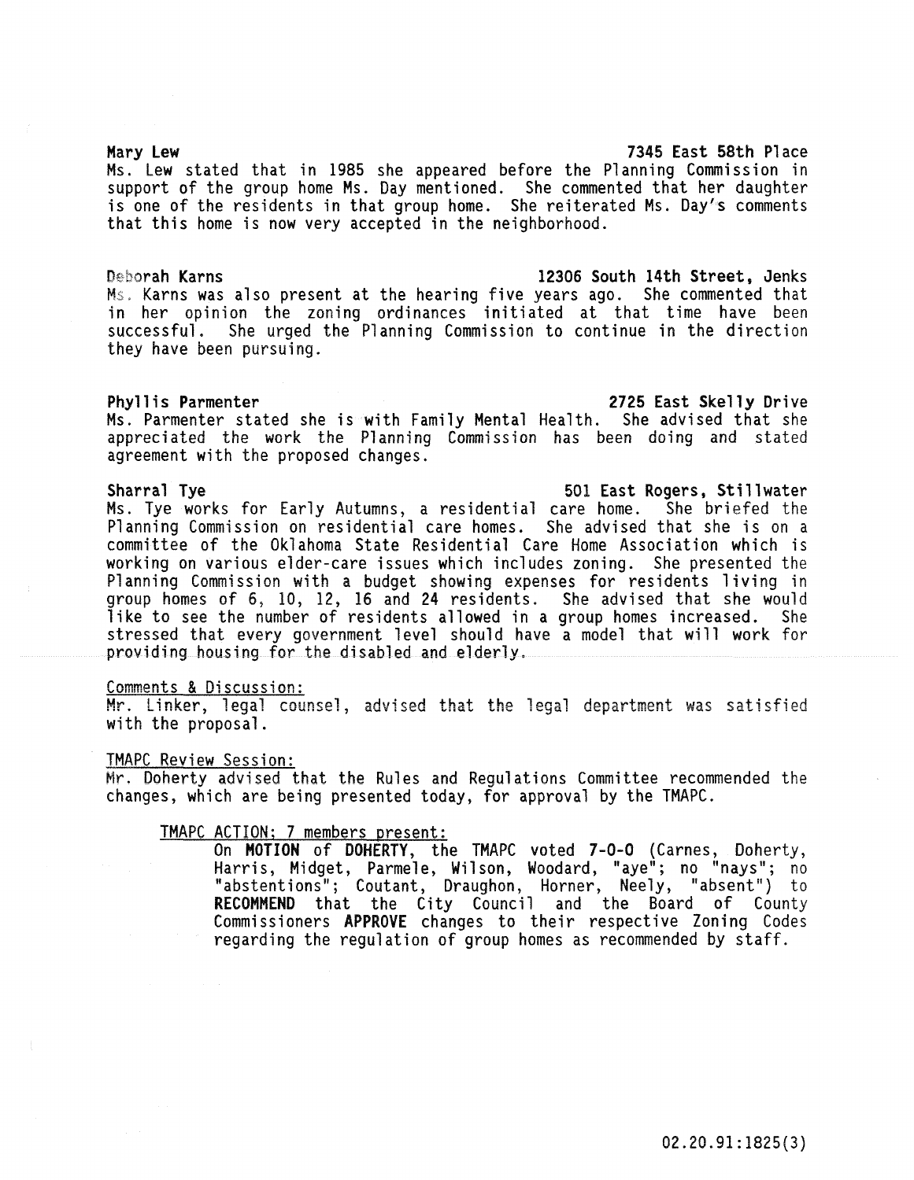**Mary Lew** **7345 East 58th Place**
Ms. Lew stated that in 1985 she appeared before the Planning Commission in support of the group home Ms. Day mentioned. She commented that her daughter is one of the residents in that group home. She reiterated Ms. Day's comments that this home is now very accepted in the neighborhood.

**Deborah Karns** **12306 South 14th Street, Jenks**
Ms. Karns was also present at the hearing five years ago. She commented that in her opinion the zoning ordinances initiated at that time have been successful. She urged the Planning Commission to continue in the direction they have been pursuing.

**Phyllis Parmenter** **2725 East Skelly Drive**
Ms. Parmenter stated she is with Family Mental Health. She advised that she appreciated the work the Planning Commission has been doing and stated agreement with the proposed changes.

**Sharral Tye** **501 East Rogers, Stillwater**
Ms. Tye works for Early Autumns, a residential care home. She briefed the Planning Commission on residential care homes. She advised that she is on a committee of the Oklahoma State Residential Care Home Association which is working on various elder-care issues which includes zoning. She presented the Planning Commission with a budget showing expenses for residents living in group homes of 6, 10, 12, 16 and 24 residents. She advised that she would like to see the number of residents allowed in a group homes increased. She stressed that every government level should have a model that will work for providing housing for the disabled and elderly.

Comments & Discussion:
Mr. Linker, legal counsel, advised that the legal department was satisfied with the proposal.

TMAPC Review Session:
Mr. Doherty advised that the Rules and Regulations Committee recommended the changes, which are being presented today, for approval by the TMAPC.

TMAPC ACTION; 7 members present:
On **MOTION** of **DOHERTY**, the TMAPC voted **7-0-0** (Carnes, Doherty, Harris, Midget, Parmele, Wilson, Woodard, "aye"; no "nays"; no "abstentions"; Coutant, Draughon, Horner, Neely, "absent") to **RECOMMEND** that the City Council and the Board of County Commissioners **APPROVE** changes to their respective Zoning Codes regarding the regulation of group homes as recommended by staff.

02.20.91:1825(3)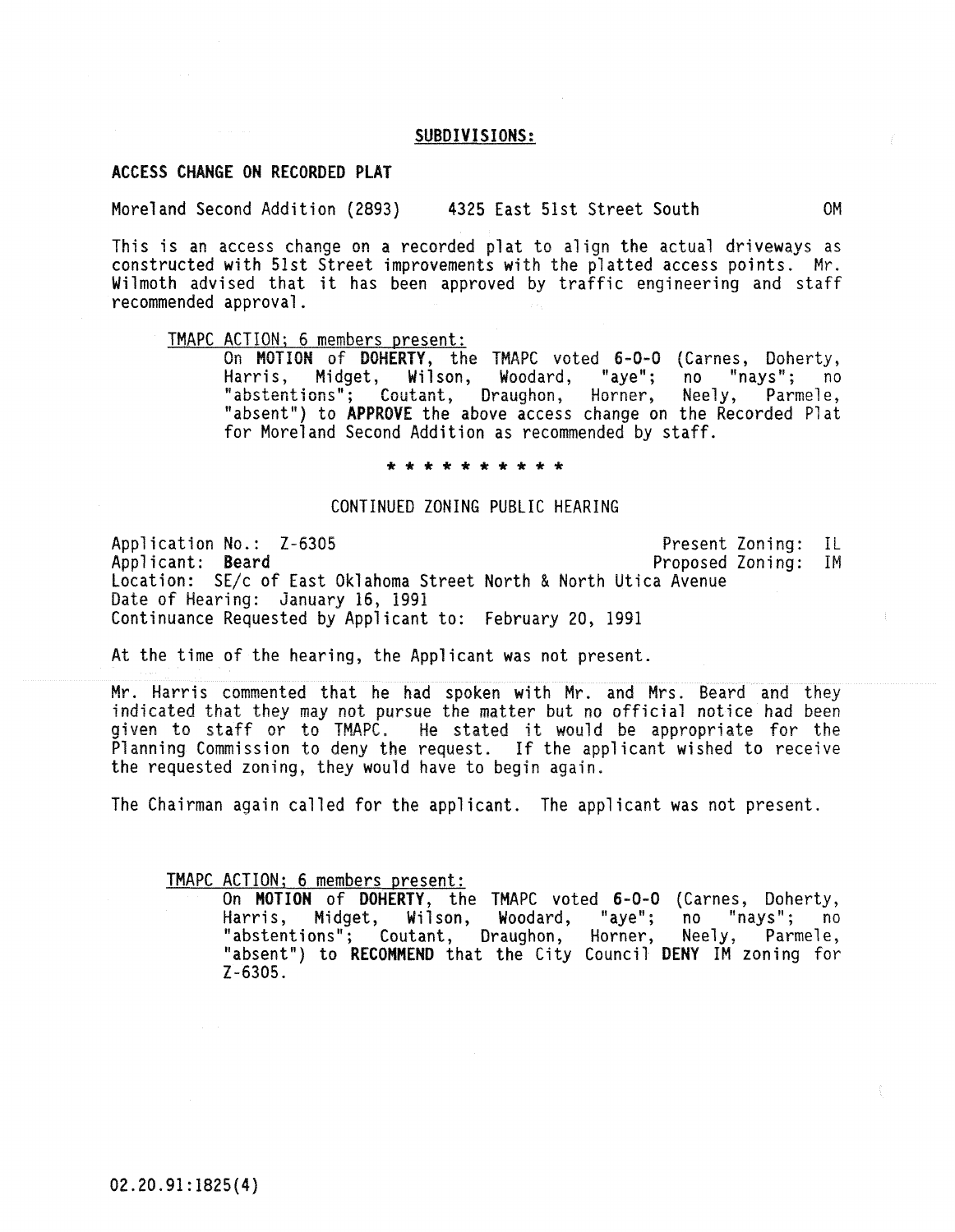## SUBDIVISIONS:

### ACCESS CHANGE ON RECORDED PLAT

Moreland Second Addition (2893) 4325 East 51st Street South OM

This is an access change on a recorded plat to align the actual driveways as constructed with 51st Street improvements with the platted access points. Mr. Wilmoth advised that it has been approved by traffic engineering and staff recommended approval.

TMAPC ACTION; 6 members present:

On **MOTION** of **DOHERTY**, the TMAPC voted **6-0-0** (Carnes, Doherty, Harris, Midget, Wilson, Woodard, "aye"; no "nays"; no "abstentions"; Coutant, Draughon, Horner, Neely, Parmele, "absent") to **APPROVE** the above access change on the Recorded Plat for Moreland Second Addition as recommended by staff.

* * * * * * * * * * *

CONTINUED ZONING PUBLIC HEARING

Application No.: Z-6305 Present Zoning: IL
Applicant: **Beard** Proposed Zoning: IM
Location: SE/c of East Oklahoma Street North & North Utica Avenue
Date of Hearing: January 16, 1991
Continuance Requested by Applicant to: February 20, 1991

At the time of the hearing, the Applicant was not present.

Mr. Harris commented that he had spoken with Mr. and Mrs. Beard and they indicated that they may not pursue the matter but no official notice had been given to staff or to TMAPC. He stated it would be appropriate for the Planning Commission to deny the request. If the applicant wished to receive the requested zoning, they would have to begin again.

The Chairman again called for the applicant. The applicant was not present.

TMAPC ACTION; 6 members present:

On **MOTION** of **DOHERTY**, the TMAPC voted **6-0-0** (Carnes, Doherty, Harris, Midget, Wilson, Woodard, "aye"; no "nays"; no "abstentions"; Coutant, Draughon, Horner, Neely, Parmele, "absent") to **RECOMMEND** that the City Council **DENY** IM zoning for Z-6305.

02.20.91:1825(4)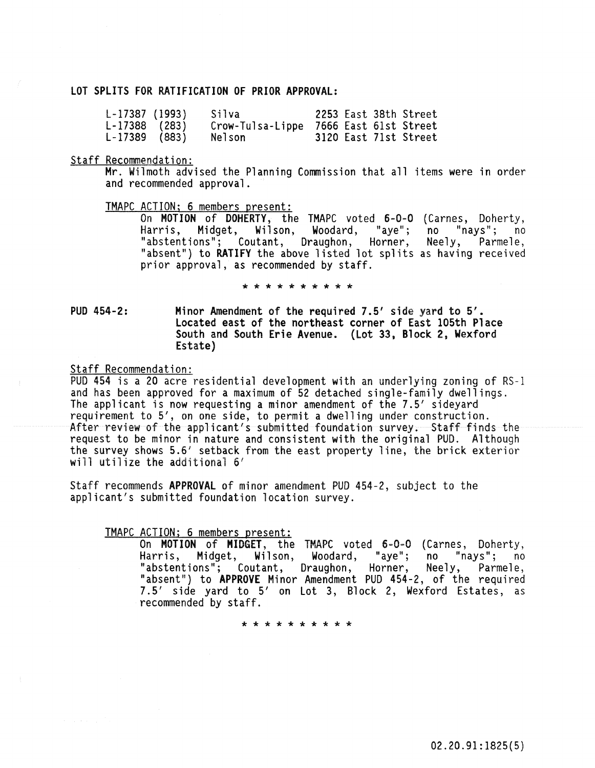**LOT SPLITS FOR RATIFICATION OF PRIOR APPROVAL:**

| | | |
|---|---|---|
| L-17387 (1993) | Silva | 2253 East 38th Street |
| L-17388 (283) | Crow-Tulsa-Lippe | 7666 East 61st Street |
| L-17389 (883) | Nelson | 3120 East 71st Street |

Staff Recommendation:

Mr. Wilmoth advised the Planning Commission that all items were in order and recommended approval.

TMAPC ACTION; 6 members present:

On **MOTION** of **DOHERTY**, the TMAPC voted **6-0-0** (Carnes, Doherty, Harris, Midget, Wilson, Woodard, "aye"; no "nays"; no "abstentions"; Coutant, Draughon, Horner, Neely, Parmele, "absent") to **RATIFY** the above listed lot splits as having received prior approval, as recommended by staff.

* * * * * * * * * * *

**PUD 454-2:** **Minor Amendment of the required 7.5' side yard to 5'. Located east of the northeast corner of East 105th Place South and South Erie Avenue. (Lot 33, Block 2, Wexford Estate)**

Staff Recommendation:

PUD 454 is a 20 acre residential development with an underlying zoning of RS-1 and has been approved for a maximum of 52 detached single-family dwellings. The applicant is now requesting a minor amendment of the 7.5' sideyard requirement to 5', on one side, to permit a dwelling under construction. After review of the applicant's submitted foundation survey. Staff finds the request to be minor in nature and consistent with the original PUD. Although the survey shows 5.6' setback from the east property line, the brick exterior will utilize the additional 6'

Staff recommends **APPROVAL** of minor amendment PUD 454-2, subject to the applicant's submitted foundation location survey.

TMAPC ACTION; 6 members present:

On **MOTION** of **MIDGET**, the TMAPC voted **6-0-0** (Carnes, Doherty, Harris, Midget, Wilson, Woodard, "aye"; no "nays"; no "abstentions"; Coutant, Draughon, Horner, Neely, Parmele, "absent") to **APPROVE** Minor Amendment PUD 454-2, of the required 7.5' side yard to 5' on Lot 3, Block 2, Wexford Estates, as recommended by staff.

* * * * * * * * * * *

02.20.91:1825(5)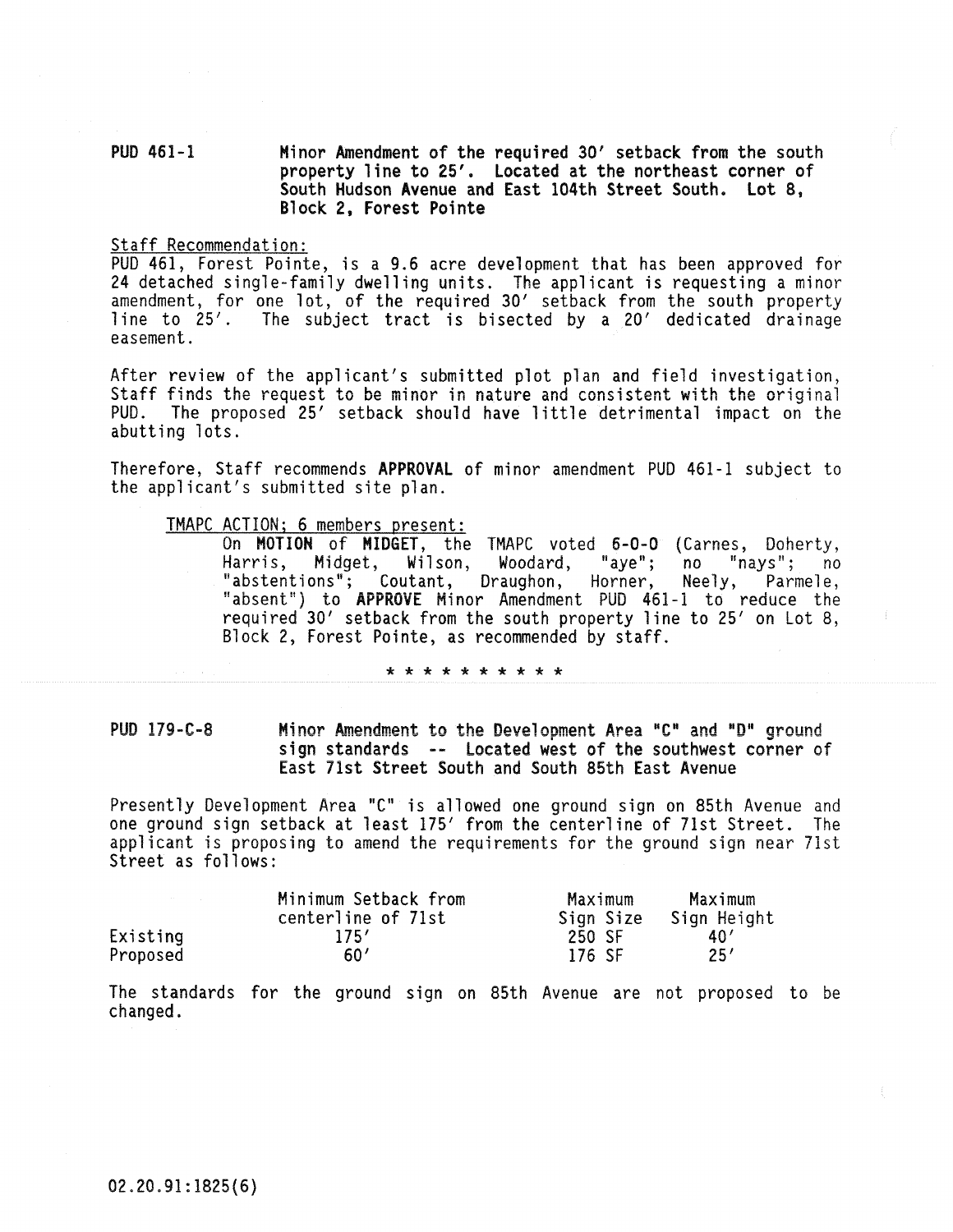**PUD 461-1** **Minor Amendment of the required 30' setback from the south property line to 25'. Located at the northeast corner of South Hudson Avenue and East 104th Street South. Lot 8, Block 2, Forest Pointe**

Staff Recommendation:

PUD 461, Forest Pointe, is a 9.6 acre development that has been approved for 24 detached single-family dwelling units. The applicant is requesting a minor amendment, for one lot, of the required 30' setback from the south property line to 25'. The subject tract is bisected by a 20' dedicated drainage easement.

After review of the applicant's submitted plot plan and field investigation, Staff finds the request to be minor in nature and consistent with the original PUD. The proposed 25' setback should have little detrimental impact on the abutting lots.

Therefore, Staff recommends **APPROVAL** of minor amendment PUD 461-1 subject to the applicant's submitted site plan.

TMAPC ACTION; 6 members present:

On **MOTION** of **MIDGET**, the TMAPC voted **6-0-0** (Carnes, Doherty, Harris, Midget, Wilson, Woodard, "aye"; no "nays"; no "abstentions"; Coutant, Draughon, Horner, Neely, Parmele, "absent") to **APPROVE** Minor Amendment PUD 461-1 to reduce the required 30' setback from the south property line to 25' on Lot 8, Block 2, Forest Pointe, as recommended by staff.

* * * * * * * * * * *

**PUD 179-C-8** **Minor Amendment to the Development Area "C" and "D" ground sign standards -- Located west of the southwest corner of East 71st Street South and South 85th East Avenue**

Presently Development Area "C" is allowed one ground sign on 85th Avenue and one ground sign setback at least 175' from the centerline of 71st Street. The applicant is proposing to amend the requirements for the ground sign near 71st Street as follows:

| | Minimum Setback from centerline of 71st | Maximum Sign Size | Maximum Sign Height |
|---|---|---|---|
| Existing | 175' | 250 SF | 40' |
| Proposed | 60' | 176 SF | 25' |

The standards for the ground sign on 85th Avenue are not proposed to be changed.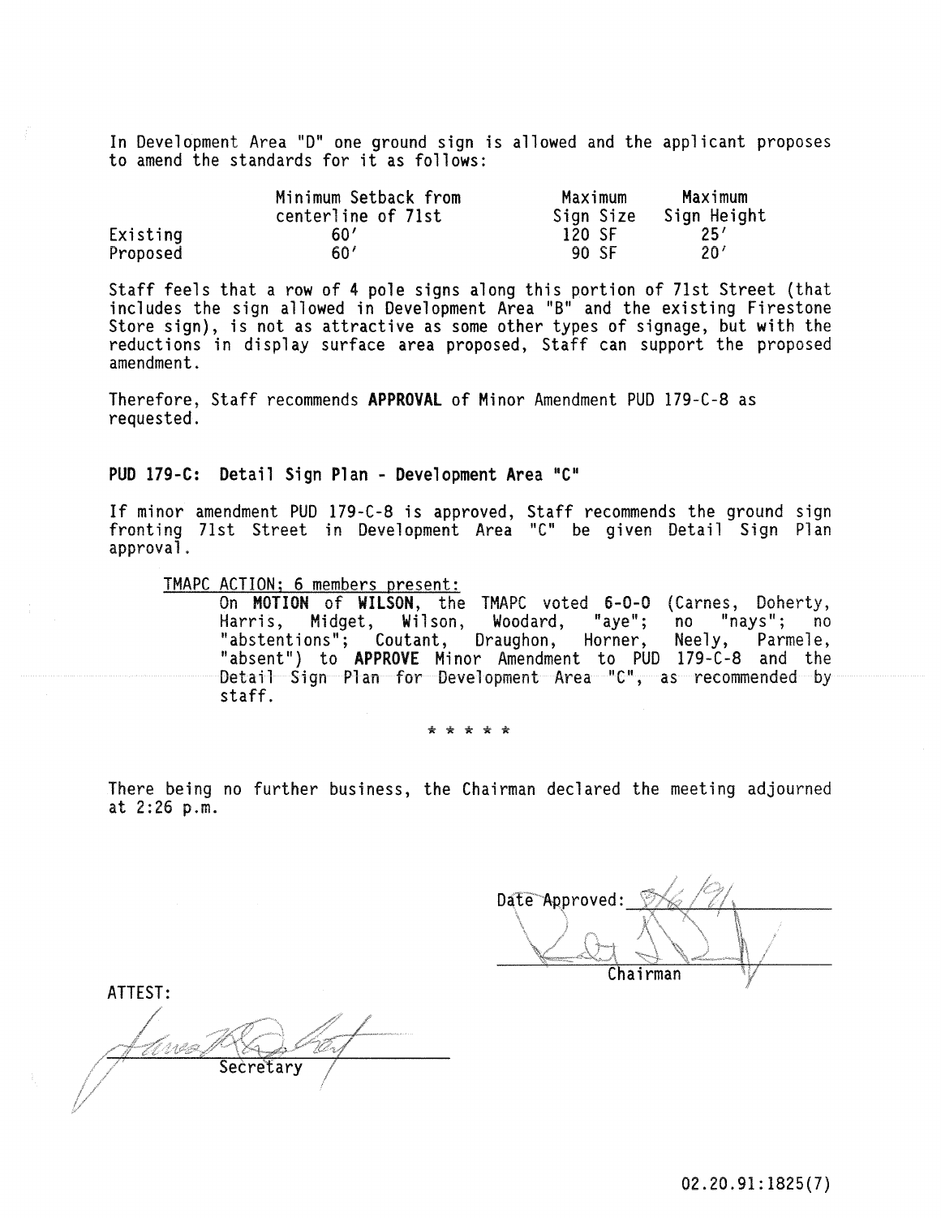In Development Area "D" one ground sign is allowed and the applicant proposes to amend the standards for it as follows:

| | Minimum Setback from centerline of 71st | Maximum Sign Size | Maximum Sign Height |
|---|---|---|---|
| Existing | 60' | 120 SF | 25' |
| Proposed | 60' | 90 SF | 20' |

Staff feels that a row of 4 pole signs along this portion of 71st Street (that includes the sign allowed in Development Area "B" and the existing Firestone Store sign), is not as attractive as some other types of signage, but with the reductions in display surface area proposed, Staff can support the proposed amendment.

Therefore, Staff recommends **APPROVAL** of Minor Amendment PUD 179-C-8 as requested.

**PUD 179-C: Detail Sign Plan - Development Area "C"**

If minor amendment PUD 179-C-8 is approved, Staff recommends the ground sign fronting 71st Street in Development Area "C" be given Detail Sign Plan approval.

TMAPC ACTION; 6 members present:

On **MOTION** of **WILSON**, the TMAPC voted **6-0-0** (Carnes, Doherty, Harris, Midget, Wilson, Woodard, "aye"; no "nays"; no "abstentions"; Coutant, Draughon, Horner, Neely, Parmele, "absent") to **APPROVE** Minor Amendment to PUD 179-C-8 and the Detail Sign Plan for Development Area "C", as recommended by staff.

\* \* \* \* \*

There being no further business, the Chairman declared the meeting adjourned at 2:26 p.m.

Date Approved: 3/6/91

Chairman

ATTEST:

Secretary

02.20.91:1825(7)